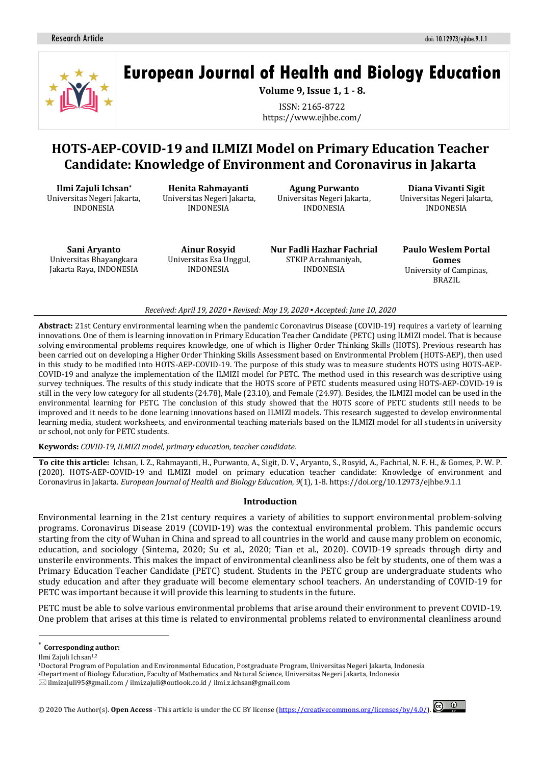# HOTS-AEP-COVID-19 and ILMIZI Model on Primary Education Teacher Candidate: Knowledge of Environment and Coronavirus in Jakarta

**Ilmi Zajuli Ichsan***
Universitas Negeri Jakarta, INDONESIA

**Henita Rahmayanti**
Universitas Negeri Jakarta, INDONESIA

**Agung Purwanto**
Universitas Negeri Jakarta, INDONESIA

**Diana Vivanti Sigit**
Universitas Negeri Jakarta, INDONESIA

**Sani Aryanto**
Universitas Bhayangkara Jakarta Raya, INDONESIA

**Ainur Rosyid**
Universitas Esa Unggul, INDONESIA

**Nur Fadli Hazhar Fachrial**
STKIP Arrahmaniyah, INDONESIA

**Paulo Weslem Portal Gomes**
University of Campinas, BRAZIL

*Received: April 19, 2020 ▪ Revised: May 19, 2020 ▪ Accepted: June 10, 2020*

**Abstract:** 21st Century environmental learning when the pandemic Coronavirus Disease (COVID-19) requires a variety of learning innovations. One of them is learning innovation in Primary Education Teacher Candidate (PETC) using ILMIZI model. That is because solving environmental problems requires knowledge, one of which is Higher Order Thinking Skills (HOTS). Previous research has been carried out on developing a Higher Order Thinking Skills Assessment based on Environmental Problem (HOTS-AEP), then used in this study to be modified into HOTS-AEP-COVID-19. The purpose of this study was to measure students HOTS using HOTS-AEP-COVID-19 and analyze the implementation of the ILMIZI model for PETC. The method used in this research was descriptive using survey techniques. The results of this study indicate that the HOTS score of PETC students measured using HOTS-AEP-COVID-19 is still in the very low category for all students (24.78), Male (23.10), and Female (24.97). Besides, the ILMIZI model can be used in the environmental learning for PETC. The conclusion of this study showed that the HOTS score of PETC students still needs to be improved and it needs to be done learning innovations based on ILMIZI models. This research suggested to develop environmental learning media, student worksheets, and environmental teaching materials based on the ILMIZI model for all students in university or school, not only for PETC students.

**Keywords:** *COVID-19, ILMIZI model, primary education, teacher candidate.*

**To cite this article:** Ichsan, I. Z., Rahmayanti, H., Purwanto, A., Sigit, D. V., Aryanto, S., Rosyid, A., Fachrial, N. F. H., & Gomes, P. W. P. (2020). HOTS-AEP-COVID-19 and ILMIZI model on primary education teacher candidate: Knowledge of environment and Coronavirus in Jakarta. *European Journal of Health and Biology Education*, *9*(1), 1-8. https://doi.org/10.12973/ejhbe.9.1.1

## Introduction

Environmental learning in the 21st century requires a variety of abilities to support environmental problem-solving programs. Coronavirus Disease 2019 (COVID-19) was the contextual environmental problem. This pandemic occurs starting from the city of Wuhan in China and spread to all countries in the world and cause many problem on economic, education, and sociology (Sintema, 2020; Su et al., 2020; Tian et al., 2020). COVID-19 spreads through dirty and unsterile environments. This makes the impact of environmental cleanliness also be felt by students, one of them was a Primary Education Teacher Candidate (PETC) student. Students in the PETC group are undergraduate students who study education and after they graduate will become elementary school teachers. An understanding of COVID-19 for PETC was important because it will provide this learning to students in the future.

PETC must be able to solve various environmental problems that arise around their environment to prevent COVID-19. One problem that arises at this time is related to environmental problems related to environmental cleanliness around

---

\* **Corresponding author:**
Ilmi Zajuli Ichsan[1,2]
[1]Doctoral Program of Population and Environmental Education, Postgraduate Program, Universitas Negeri Jakarta, Indonesia
[2]Department of Biology Education, Faculty of Mathematics and Natural Science, Universitas Negeri Jakarta, Indonesia
✉ ilmizajuli95@gmail.com / ilmi.zajuli@outlook.co.id / ilmi.z.ichsan@gmail.com

© 2020 The Author(s). **Open Access** - This article is under the CC BY license (https://creativecommons.org/licenses/by/4.0/).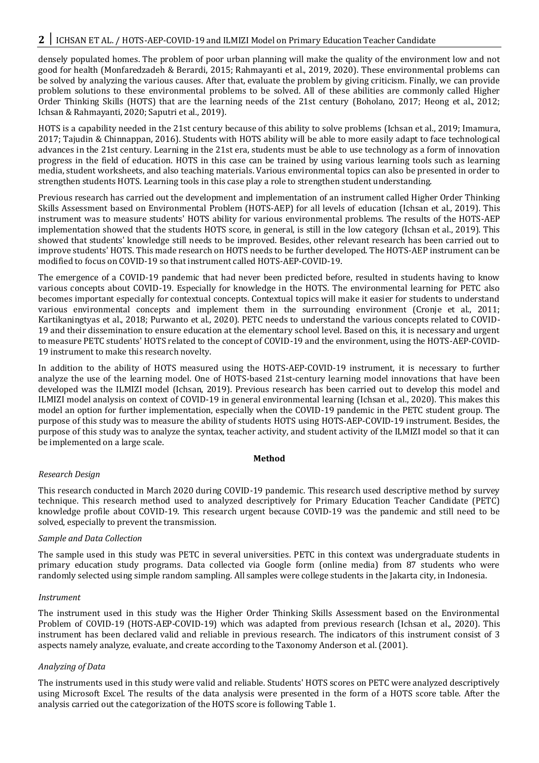densely populated homes. The problem of poor urban planning will make the quality of the environment low and not good for health (Monfaredzadeh & Berardi, 2015; Rahmayanti et al., 2019, 2020). These environmental problems can be solved by analyzing the various causes. After that, evaluate the problem by giving criticism. Finally, we can provide problem solutions to these environmental problems to be solved. All of these abilities are commonly called Higher Order Thinking Skills (HOTS) that are the learning needs of the 21st century (Boholano, 2017; Heong et al., 2012; Ichsan & Rahmayanti, 2020; Saputri et al., 2019).

HOTS is a capability needed in the 21st century because of this ability to solve problems (Ichsan et al., 2019; Imamura, 2017; Tajudin & Chinnappan, 2016). Students with HOTS ability will be able to more easily adapt to face technological advances in the 21st century. Learning in the 21st era, students must be able to use technology as a form of innovation progress in the field of education. HOTS in this case can be trained by using various learning tools such as learning media, student worksheets, and also teaching materials. Various environmental topics can also be presented in order to strengthen students HOTS. Learning tools in this case play a role to strengthen student understanding.

Previous research has carried out the development and implementation of an instrument called Higher Order Thinking Skills Assessment based on Environmental Problem (HOTS-AEP) for all levels of education (Ichsan et al., 2019). This instrument was to measure students' HOTS ability for various environmental problems. The results of the HOTS-AEP implementation showed that the students HOTS score, in general, is still in the low category (Ichsan et al., 2019). This showed that students' knowledge still needs to be improved. Besides, other relevant research has been carried out to improve students' HOTS. This made research on HOTS needs to be further developed. The HOTS-AEP instrument can be modified to focus on COVID-19 so that instrument called HOTS-AEP-COVID-19.

The emergence of a COVID-19 pandemic that had never been predicted before, resulted in students having to know various concepts about COVID-19. Especially for knowledge in the HOTS. The environmental learning for PETC also becomes important especially for contextual concepts. Contextual topics will make it easier for students to understand various environmental concepts and implement them in the surrounding environment (Cronje et al., 2011; Kartikaningtyas et al., 2018; Purwanto et al., 2020). PETC needs to understand the various concepts related to COVID-19 and their dissemination to ensure education at the elementary school level. Based on this, it is necessary and urgent to measure PETC students' HOTS related to the concept of COVID-19 and the environment, using the HOTS-AEP-COVID-19 instrument to make this research novelty.

In addition to the ability of HOTS measured using the HOTS-AEP-COVID-19 instrument, it is necessary to further analyze the use of the learning model. One of HOTS-based 21st-century learning model innovations that have been developed was the ILMIZI model (Ichsan, 2019). Previous research has been carried out to develop this model and ILMIZI model analysis on context of COVID-19 in general environmental learning (Ichsan et al., 2020). This makes this model an option for further implementation, especially when the COVID-19 pandemic in the PETC student group. The purpose of this study was to measure the ability of students HOTS using HOTS-AEP-COVID-19 instrument. Besides, the purpose of this study was to analyze the syntax, teacher activity, and student activity of the ILMIZI model so that it can be implemented on a large scale.

## Method

### *Research Design*

This research conducted in March 2020 during COVID-19 pandemic. This research used descriptive method by survey technique. This research method used to analyzed descriptively for Primary Education Teacher Candidate (PETC) knowledge profile about COVID-19. This research urgent because COVID-19 was the pandemic and still need to be solved, especially to prevent the transmission.

### *Sample and Data Collection*

The sample used in this study was PETC in several universities. PETC in this context was undergraduate students in primary education study programs. Data collected via Google form (online media) from 87 students who were randomly selected using simple random sampling. All samples were college students in the Jakarta city, in Indonesia.

### *Instrument*

The instrument used in this study was the Higher Order Thinking Skills Assessment based on the Environmental Problem of COVID-19 (HOTS-AEP-COVID-19) which was adapted from previous research (Ichsan et al., 2020). This instrument has been declared valid and reliable in previous research. The indicators of this instrument consist of 3 aspects namely analyze, evaluate, and create according to the Taxonomy Anderson et al. (2001).

### *Analyzing of Data*

The instruments used in this study were valid and reliable. Students' HOTS scores on PETC were analyzed descriptively using Microsoft Excel. The results of the data analysis were presented in the form of a HOTS score table. After the analysis carried out the categorization of the HOTS score is following Table 1.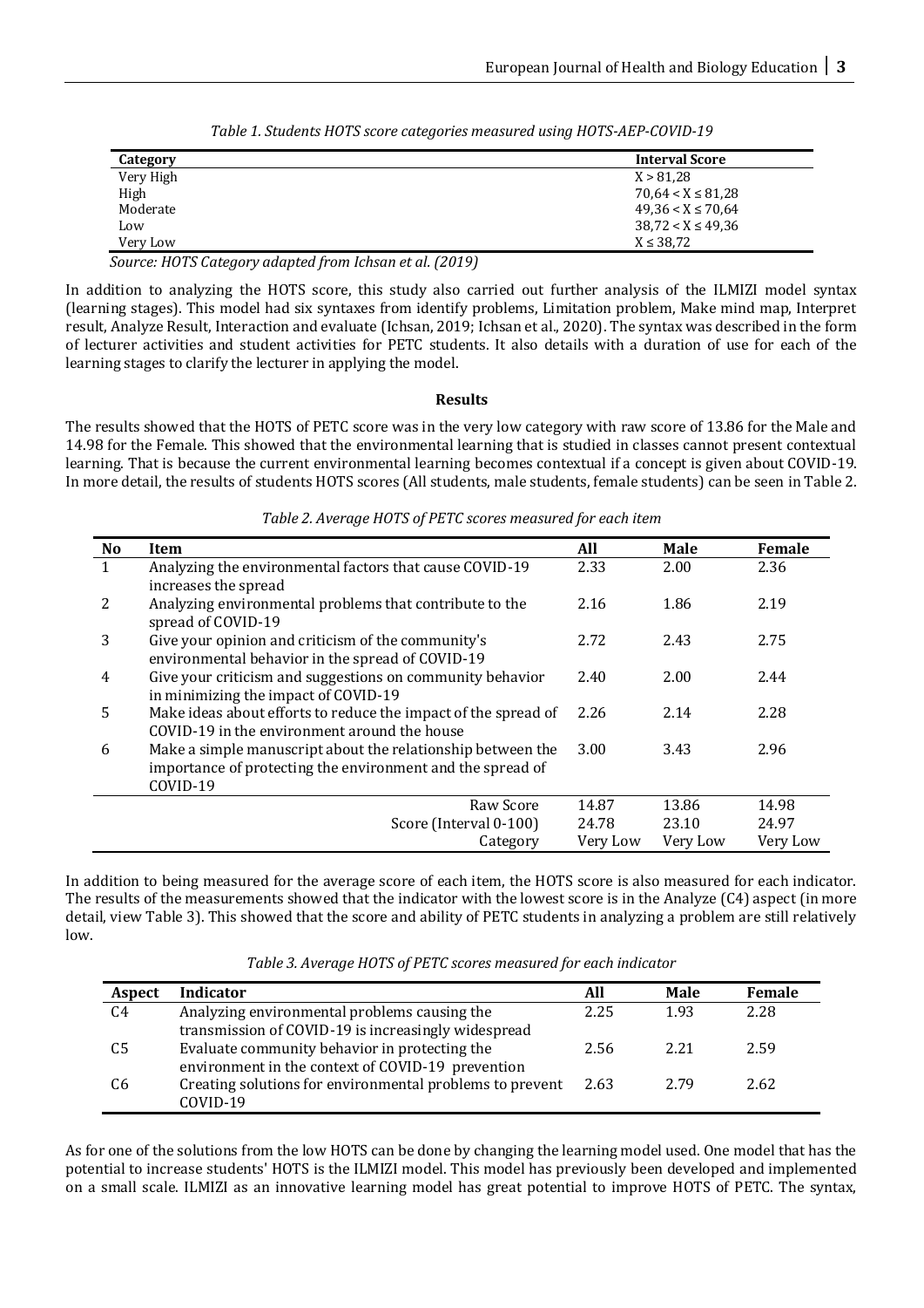*Table 1. Students HOTS score categories measured using HOTS-AEP-COVID-19*

| Category | Interval Score |
|---|---|
| Very High | X > 81,28 |
| High | 70,64 < X ≤ 81,28 |
| Moderate | 49,36 < X ≤ 70,64 |
| Low | 38,72 < X ≤ 49,36 |
| Very Low | X ≤ 38,72 |

*Source: HOTS Category adapted from Ichsan et al. (2019)*

In addition to analyzing the HOTS score, this study also carried out further analysis of the ILMIZI model syntax (learning stages). This model had six syntaxes from identify problems, Limitation problem, Make mind map, Interpret result, Analyze Result, Interaction and evaluate (Ichsan, 2019; Ichsan et al., 2020). The syntax was described in the form of lecturer activities and student activities for PETC students. It also details with a duration of use for each of the learning stages to clarify the lecturer in applying the model.

## Results

The results showed that the HOTS of PETC score was in the very low category with raw score of 13.86 for the Male and 14.98 for the Female. This showed that the environmental learning that is studied in classes cannot present contextual learning. That is because the current environmental learning becomes contextual if a concept is given about COVID-19. In more detail, the results of students HOTS scores (All students, male students, female students) can be seen in Table 2.

*Table 2. Average HOTS of PETC scores measured for each item*

| No | Item | All | Male | Female |
|---|---|---|---|---|
| 1 | Analyzing the environmental factors that cause COVID-19 increases the spread | 2.33 | 2.00 | 2.36 |
| 2 | Analyzing environmental problems that contribute to the spread of COVID-19 | 2.16 | 1.86 | 2.19 |
| 3 | Give your opinion and criticism of the community's environmental behavior in the spread of COVID-19 | 2.72 | 2.43 | 2.75 |
| 4 | Give your criticism and suggestions on community behavior in minimizing the impact of COVID-19 | 2.40 | 2.00 | 2.44 |
| 5 | Make ideas about efforts to reduce the impact of the spread of COVID-19 in the environment around the house | 2.26 | 2.14 | 2.28 |
| 6 | Make a simple manuscript about the relationship between the importance of protecting the environment and the spread of COVID-19 | 3.00 | 3.43 | 2.96 |
| | Raw Score | 14.87 | 13.86 | 14.98 |
| | Score (Interval 0-100) | 24.78 | 23.10 | 24.97 |
| | Category | Very Low | Very Low | Very Low |

In addition to being measured for the average score of each item, the HOTS score is also measured for each indicator. The results of the measurements showed that the indicator with the lowest score is in the Analyze (C4) aspect (in more detail, view Table 3). This showed that the score and ability of PETC students in analyzing a problem are still relatively low.

*Table 3. Average HOTS of PETC scores measured for each indicator*

| Aspect | Indicator | All | Male | Female |
|---|---|---|---|---|
| C4 | Analyzing environmental problems causing the transmission of COVID-19 is increasingly widespread | 2.25 | 1.93 | 2.28 |
| C5 | Evaluate community behavior in protecting the environment in the context of COVID-19 prevention | 2.56 | 2.21 | 2.59 |
| C6 | Creating solutions for environmental problems to prevent COVID-19 | 2.63 | 2.79 | 2.62 |

As for one of the solutions from the low HOTS can be done by changing the learning model used. One model that has the potential to increase students' HOTS is the ILMIZI model. This model has previously been developed and implemented on a small scale. ILMIZI as an innovative learning model has great potential to improve HOTS of PETC. The syntax,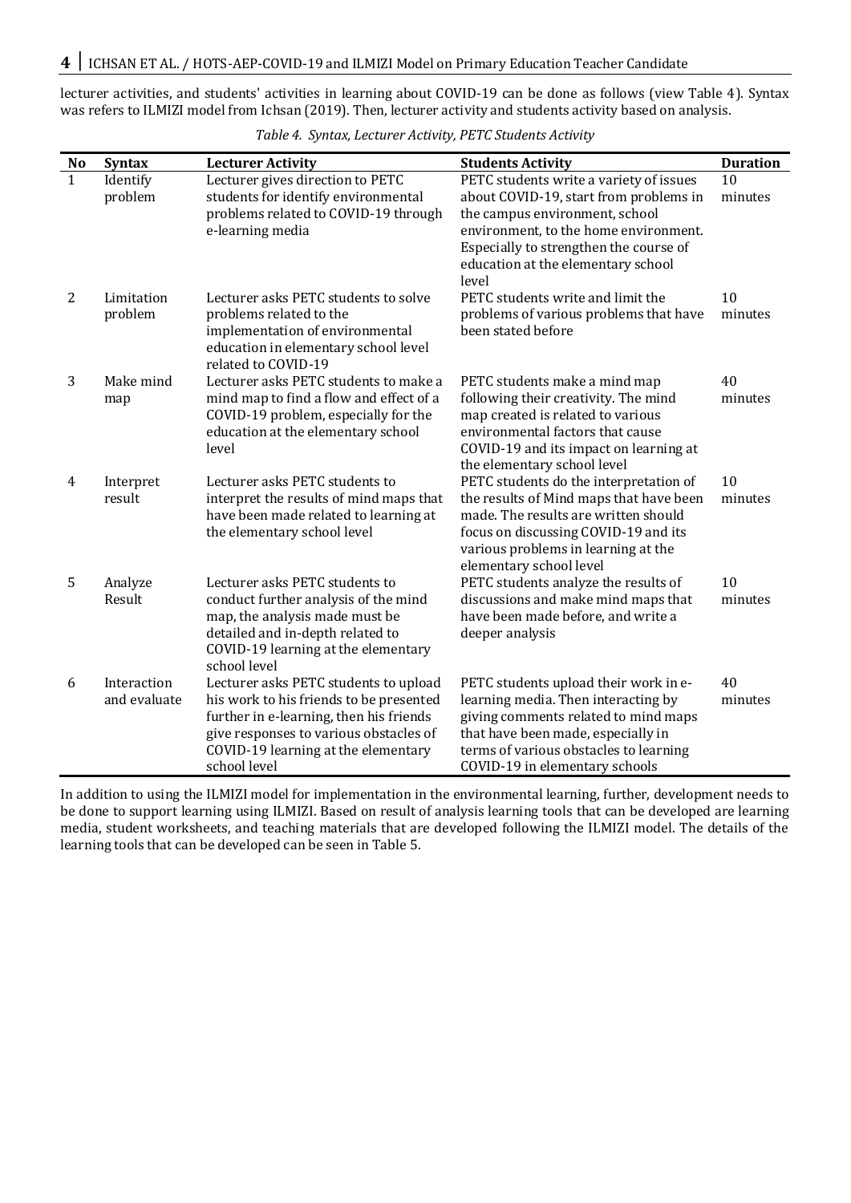lecturer activities, and students' activities in learning about COVID-19 can be done as follows (view Table 4). Syntax was refers to ILMIZI model from Ichsan (2019). Then, lecturer activity and students activity based on analysis.

*Table 4. Syntax, Lecturer Activity, PETC Students Activity*

| No | Syntax | Lecturer Activity | Students Activity | Duration |
|---|---|---|---|---|
| 1 | Identify problem | Lecturer gives direction to PETC students for identify environmental problems related to COVID-19 through e-learning media | PETC students write a variety of issues about COVID-19, start from problems in the campus environment, school environment, to the home environment. Especially to strengthen the course of education at the elementary school level | 10 minutes |
| 2 | Limitation problem | Lecturer asks PETC students to solve problems related to the implementation of environmental education in elementary school level related to COVID-19 | PETC students write and limit the problems of various problems that have been stated before | 10 minutes |
| 3 | Make mind map | Lecturer asks PETC students to make a mind map to find a flow and effect of a COVID-19 problem, especially for the education at the elementary school level | PETC students make a mind map following their creativity. The mind map created is related to various environmental factors that cause COVID-19 and its impact on learning at the elementary school level | 40 minutes |
| 4 | Interpret result | Lecturer asks PETC students to interpret the results of mind maps that have been made related to learning at the elementary school level | PETC students do the interpretation of the results of Mind maps that have been made. The results are written should focus on discussing COVID-19 and its various problems in learning at the elementary school level | 10 minutes |
| 5 | Analyze Result | Lecturer asks PETC students to conduct further analysis of the mind map, the analysis made must be detailed and in-depth related to COVID-19 learning at the elementary school level | PETC students analyze the results of discussions and make mind maps that have been made before, and write a deeper analysis | 10 minutes |
| 6 | Interaction and evaluate | Lecturer asks PETC students to upload his work to his friends to be presented further in e-learning, then his friends give responses to various obstacles of COVID-19 learning at the elementary school level | PETC students upload their work in e-learning media. Then interacting by giving comments related to mind maps that have been made, especially in terms of various obstacles to learning COVID-19 in elementary schools | 40 minutes |

In addition to using the ILMIZI model for implementation in the environmental learning, further, development needs to be done to support learning using ILMIZI. Based on result of analysis learning tools that can be developed are learning media, student worksheets, and teaching materials that are developed following the ILMIZI model. The details of the learning tools that can be developed can be seen in Table 5.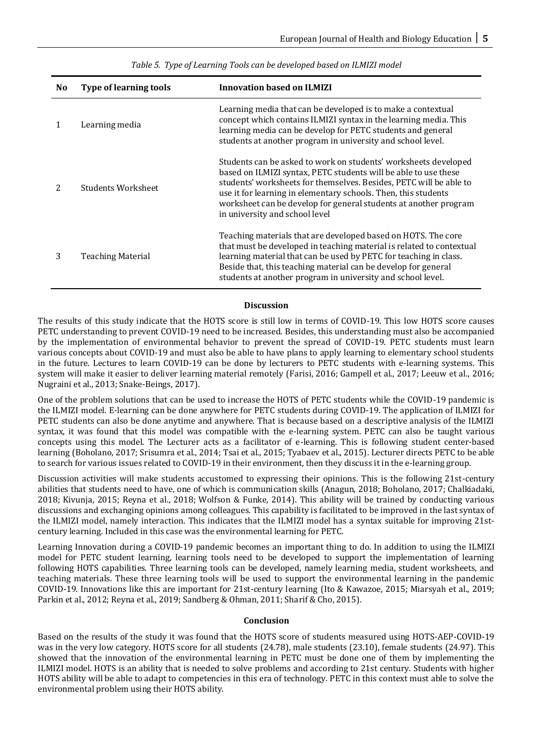*Table 5. Type of Learning Tools can be developed based on ILMIZI model*

| No | Type of learning tools | Innovation based on ILMIZI |
|---|---|---|
| 1 | Learning media | Learning media that can be developed is to make a contextual concept which contains ILMIZI syntax in the learning media. This learning media can be develop for PETC students and general students at another program in university and school level. |
| 2 | Students Worksheet | Students can be asked to work on students' worksheets developed based on ILMIZI syntax, PETC students will be able to use these students' worksheets for themselves. Besides, PETC will be able to use it for learning in elementary schools. Then, this students worksheet can be develop for general students at another program in university and school level |
| 3 | Teaching Material | Teaching materials that are developed based on HOTS. The core that must be developed in teaching material is related to contextual learning material that can be used by PETC for teaching in class. Beside that, this teaching material can be develop for general students at another program in university and school level. |

## Discussion

The results of this study indicate that the HOTS score is still low in terms of COVID-19. This low HOTS score causes PETC understanding to prevent COVID-19 need to be increased. Besides, this understanding must also be accompanied by the implementation of environmental behavior to prevent the spread of COVID-19. PETC students must learn various concepts about COVID-19 and must also be able to have plans to apply learning to elementary school students in the future. Lectures to learn COVID-19 can be done by lecturers to PETC students with e-learning systems. This system will make it easier to deliver learning material remotely (Farisi, 2016; Gampell et al., 2017; Leeuw et al., 2016; Nugraini et al., 2013; Snake-Beings, 2017).

One of the problem solutions that can be used to increase the HOTS of PETC students while the COVID-19 pandemic is the ILMIZI model. E-learning can be done anywhere for PETC students during COVID-19. The application of ILMIZI for PETC students can also be done anytime and anywhere. That is because based on a descriptive analysis of the ILMIZI syntax, it was found that this model was compatible with the e-learning system. PETC can also be taught various concepts using this model. The Lecturer acts as a facilitator of e-learning. This is following student center-based learning (Boholano, 2017; Srisumra et al., 2014; Tsai et al., 2015; Tyabaev et al., 2015). Lecturer directs PETC to be able to search for various issues related to COVID-19 in their environment, then they discuss it in the e-learning group.

Discussion activities will make students accustomed to expressing their opinions. This is the following 21st-century abilities that students need to have, one of which is communication skills (Anagun, 2018; Boholano, 2017; Chalkiadaki, 2018; Kivunja, 2015; Reyna et al., 2018; Wolfson & Funke, 2014). This ability will be trained by conducting various discussions and exchanging opinions among colleagues. This capability is facilitated to be improved in the last syntax of the ILMIZI model, namely interaction. This indicates that the ILMIZI model has a syntax suitable for improving 21st-century learning. Included in this case was the environmental learning for PETC.

Learning Innovation during a COVID-19 pandemic becomes an important thing to do. In addition to using the ILMIZI model for PETC student learning, learning tools need to be developed to support the implementation of learning following HOTS capabilities. Three learning tools can be developed, namely learning media, student worksheets, and teaching materials. These three learning tools will be used to support the environmental learning in the pandemic COVID-19. Innovations like this are important for 21st-century learning (Ito & Kawazoe, 2015; Miarsyah et al., 2019; Parkin et al., 2012; Reyna et al., 2019; Sandberg & Ohman, 2011; Sharif & Cho, 2015).

## Conclusion

Based on the results of the study it was found that the HOTS score of students measured using HOTS-AEP-COVID-19 was in the very low category. HOTS score for all students (24.78), male students (23.10), female students (24.97). This showed that the innovation of the environmental learning in PETC must be done one of them by implementing the ILMIZI model. HOTS is an ability that is needed to solve problems and according to 21st century. Students with higher HOTS ability will be able to adapt to competencies in this era of technology. PETC in this context must able to solve the environmental problem using their HOTS ability.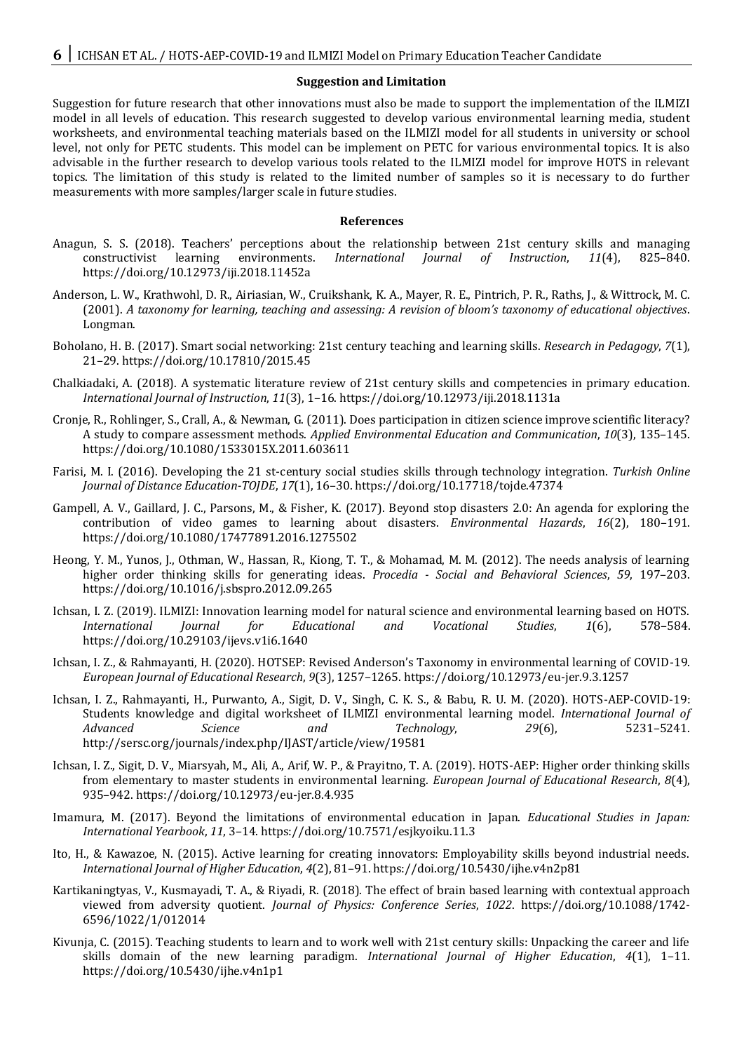## Suggestion and Limitation

Suggestion for future research that other innovations must also be made to support the implementation of the ILMIZI model in all levels of education. This research suggested to develop various environmental learning media, student worksheets, and environmental teaching materials based on the ILMIZI model for all students in university or school level, not only for PETC students. This model can be implement on PETC for various environmental topics. It is also advisable in the further research to develop various tools related to the ILMIZI model for improve HOTS in relevant topics. The limitation of this study is related to the limited number of samples so it is necessary to do further measurements with more samples/larger scale in future studies.

## References

Anagun, S. S. (2018). Teachers' perceptions about the relationship between 21st century skills and managing constructivist learning environments. *International Journal of Instruction*, *11*(4), 825–840. https://doi.org/10.12973/iji.2018.11452a

Anderson, L. W., Krathwohl, D. R., Airiasian, W., Cruikshank, K. A., Mayer, R. E., Pintrich, P. R., Raths, J., & Wittrock, M. C. (2001). *A taxonomy for learning, teaching and assessing: A revision of bloom's taxonomy of educational objectives*. Longman.

Boholano, H. B. (2017). Smart social networking: 21st century teaching and learning skills. *Research in Pedagogy*, *7*(1), 21–29. https://doi.org/10.17810/2015.45

Chalkiadaki, A. (2018). A systematic literature review of 21st century skills and competencies in primary education. *International Journal of Instruction*, *11*(3), 1–16. https://doi.org/10.12973/iji.2018.1131a

Cronje, R., Rohlinger, S., Crall, A., & Newman, G. (2011). Does participation in citizen science improve scientific literacy? A study to compare assessment methods. *Applied Environmental Education and Communication*, *10*(3), 135–145. https://doi.org/10.1080/1533015X.2011.603611

Farisi, M. I. (2016). Developing the 21 st-century social studies skills through technology integration. *Turkish Online Journal of Distance Education-TOJDE*, *17*(1), 16–30. https://doi.org/10.17718/tojde.47374

Gampell, A. V., Gaillard, J. C., Parsons, M., & Fisher, K. (2017). Beyond stop disasters 2.0: An agenda for exploring the contribution of video games to learning about disasters. *Environmental Hazards*, *16*(2), 180–191. https://doi.org/10.1080/17477891.2016.1275502

Heong, Y. M., Yunos, J., Othman, W., Hassan, R., Kiong, T. T., & Mohamad, M. M. (2012). The needs analysis of learning higher order thinking skills for generating ideas. *Procedia - Social and Behavioral Sciences*, *59*, 197–203. https://doi.org/10.1016/j.sbspro.2012.09.265

Ichsan, I. Z. (2019). ILMIZI: Innovation learning model for natural science and environmental learning based on HOTS. *International Journal for Educational and Vocational Studies*, *1*(6), 578–584. https://doi.org/10.29103/ijevs.v1i6.1640

Ichsan, I. Z., & Rahmayanti, H. (2020). HOTSEP: Revised Anderson's Taxonomy in environmental learning of COVID-19. *European Journal of Educational Research*, *9*(3), 1257–1265. https://doi.org/10.12973/eu-jer.9.3.1257

Ichsan, I. Z., Rahmayanti, H., Purwanto, A., Sigit, D. V., Singh, C. K. S., & Babu, R. U. M. (2020). HOTS-AEP-COVID-19: Students knowledge and digital worksheet of ILMIZI environmental learning model. *International Journal of Advanced Science and Technology*, *29*(6), 5231–5241. http://sersc.org/journals/index.php/IJAST/article/view/19581

Ichsan, I. Z., Sigit, D. V., Miarsyah, M., Ali, A., Arif, W. P., & Prayitno, T. A. (2019). HOTS-AEP: Higher order thinking skills from elementary to master students in environmental learning. *European Journal of Educational Research*, *8*(4), 935–942. https://doi.org/10.12973/eu-jer.8.4.935

Imamura, M. (2017). Beyond the limitations of environmental education in Japan. *Educational Studies in Japan: International Yearbook*, *11*, 3–14. https://doi.org/10.7571/esjkyoiku.11.3

Ito, H., & Kawazoe, N. (2015). Active learning for creating innovators: Employability skills beyond industrial needs. *International Journal of Higher Education*, *4*(2), 81–91. https://doi.org/10.5430/ijhe.v4n2p81

Kartikaningtyas, V., Kusmayadi, T. A., & Riyadi, R. (2018). The effect of brain based learning with contextual approach viewed from adversity quotient. *Journal of Physics: Conference Series*, *1022*. https://doi.org/10.1088/1742-6596/1022/1/012014

Kivunja, C. (2015). Teaching students to learn and to work well with 21st century skills: Unpacking the career and life skills domain of the new learning paradigm. *International Journal of Higher Education*, *4*(1), 1–11. https://doi.org/10.5430/ijhe.v4n1p1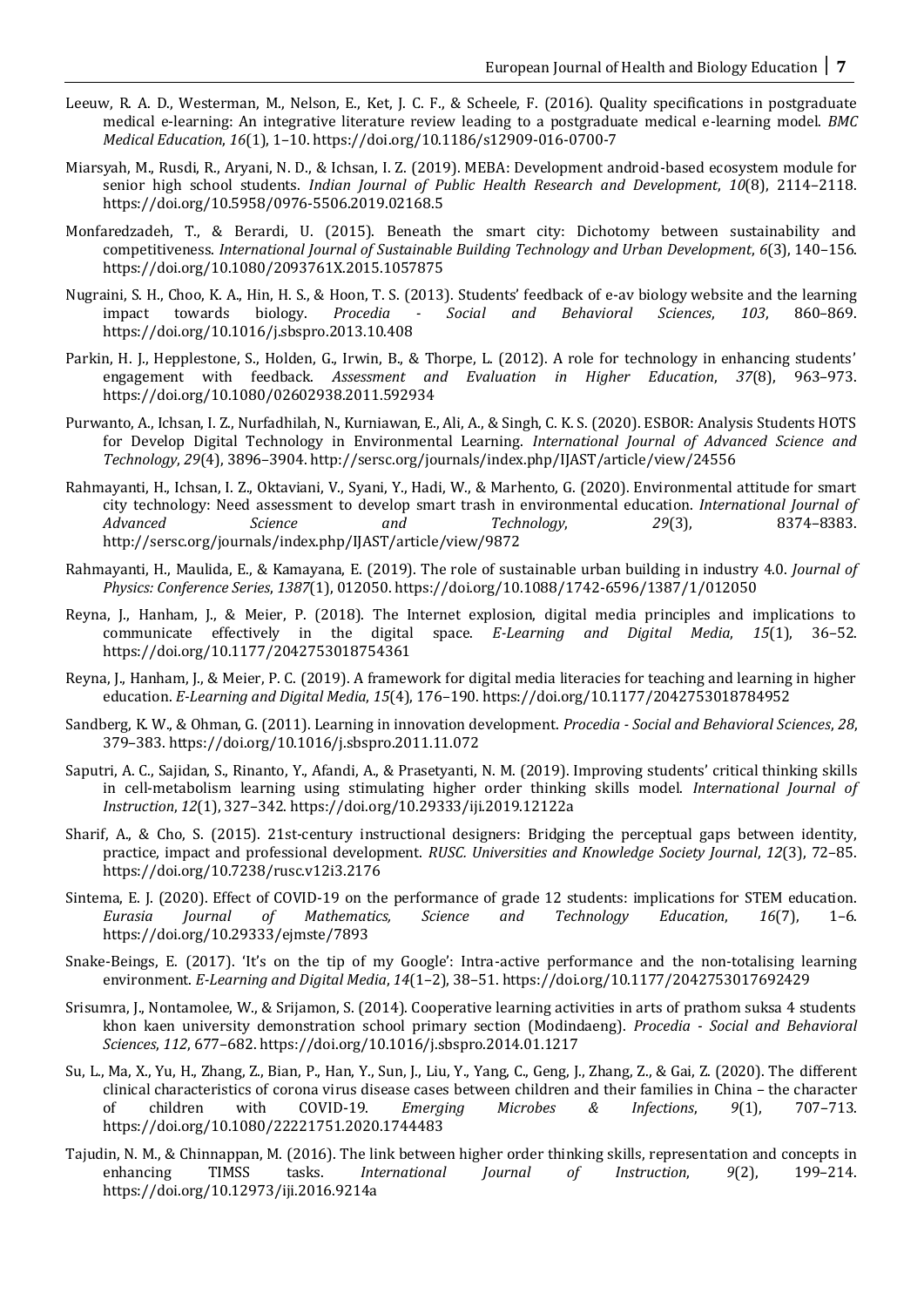Leeuw, R. A. D., Westerman, M., Nelson, E., Ket, J. C. F., & Scheele, F. (2016). Quality specifications in postgraduate medical e-learning: An integrative literature review leading to a postgraduate medical e-learning model. *BMC Medical Education*, *16*(1), 1–10. https://doi.org/10.1186/s12909-016-0700-7

Miarsyah, M., Rusdi, R., Aryani, N. D., & Ichsan, I. Z. (2019). MEBA: Development android-based ecosystem module for senior high school students. *Indian Journal of Public Health Research and Development*, *10*(8), 2114–2118. https://doi.org/10.5958/0976-5506.2019.02168.5

Monfaredzadeh, T., & Berardi, U. (2015). Beneath the smart city: Dichotomy between sustainability and competitiveness. *International Journal of Sustainable Building Technology and Urban Development*, *6*(3), 140–156. https://doi.org/10.1080/2093761X.2015.1057875

Nugraini, S. H., Choo, K. A., Hin, H. S., & Hoon, T. S. (2013). Students' feedback of e-av biology website and the learning impact towards biology. *Procedia - Social and Behavioral Sciences*, *103*, 860–869. https://doi.org/10.1016/j.sbspro.2013.10.408

Parkin, H. J., Hepplestone, S., Holden, G., Irwin, B., & Thorpe, L. (2012). A role for technology in enhancing students' engagement with feedback. *Assessment and Evaluation in Higher Education*, *37*(8), 963–973. https://doi.org/10.1080/02602938.2011.592934

Purwanto, A., Ichsan, I. Z., Nurfadhilah, N., Kurniawan, E., Ali, A., & Singh, C. K. S. (2020). ESBOR: Analysis Students HOTS for Develop Digital Technology in Environmental Learning. *International Journal of Advanced Science and Technology*, *29*(4), 3896–3904. http://sersc.org/journals/index.php/IJAST/article/view/24556

Rahmayanti, H., Ichsan, I. Z., Oktaviani, V., Syani, Y., Hadi, W., & Marhento, G. (2020). Environmental attitude for smart city technology: Need assessment to develop smart trash in environmental education. *International Journal of Advanced Science and Technology*, *29*(3), 8374–8383. http://sersc.org/journals/index.php/IJAST/article/view/9872

Rahmayanti, H., Maulida, E., & Kamayana, E. (2019). The role of sustainable urban building in industry 4.0. *Journal of Physics: Conference Series*, *1387*(1), 012050. https://doi.org/10.1088/1742-6596/1387/1/012050

Reyna, J., Hanham, J., & Meier, P. (2018). The Internet explosion, digital media principles and implications to communicate effectively in the digital space. *E-Learning and Digital Media*, *15*(1), 36–52. https://doi.org/10.1177/2042753018754361

Reyna, J., Hanham, J., & Meier, P. C. (2019). A framework for digital media literacies for teaching and learning in higher education. *E-Learning and Digital Media*, *15*(4), 176–190. https://doi.org/10.1177/2042753018784952

Sandberg, K. W., & Ohman, G. (2011). Learning in innovation development. *Procedia - Social and Behavioral Sciences*, *28*, 379–383. https://doi.org/10.1016/j.sbspro.2011.11.072

Saputri, A. C., Sajidan, S., Rinanto, Y., Afandi, A., & Prasetyanti, N. M. (2019). Improving students' critical thinking skills in cell-metabolism learning using stimulating higher order thinking skills model. *International Journal of Instruction*, *12*(1), 327–342. https://doi.org/10.29333/iji.2019.12122a

Sharif, A., & Cho, S. (2015). 21st-century instructional designers: Bridging the perceptual gaps between identity, practice, impact and professional development. *RUSC. Universities and Knowledge Society Journal*, *12*(3), 72–85. https://doi.org/10.7238/rusc.v12i3.2176

Sintema, E. J. (2020). Effect of COVID-19 on the performance of grade 12 students: implications for STEM education. *Eurasia Journal of Mathematics, Science and Technology Education*, *16*(7), 1–6. https://doi.org/10.29333/ejmste/7893

Snake-Beings, E. (2017). 'It's on the tip of my Google': Intra-active performance and the non-totalising learning environment. *E-Learning and Digital Media*, *14*(1–2), 38–51. https://doi.org/10.1177/2042753017692429

Srisumra, J., Nontamolee, W., & Srijamon, S. (2014). Cooperative learning activities in arts of prathom suksa 4 students khon kaen university demonstration school primary section (Modindaeng). *Procedia - Social and Behavioral Sciences*, *112*, 677–682. https://doi.org/10.1016/j.sbspro.2014.01.1217

Su, L., Ma, X., Yu, H., Zhang, Z., Bian, P., Han, Y., Sun, J., Liu, Y., Yang, C., Geng, J., Zhang, Z., & Gai, Z. (2020). The different clinical characteristics of corona virus disease cases between children and their families in China – the character of children with COVID-19. *Emerging Microbes & Infections*, *9*(1), 707–713. https://doi.org/10.1080/22221751.2020.1744483

Tajudin, N. M., & Chinnappan, M. (2016). The link between higher order thinking skills, representation and concepts in enhancing TIMSS tasks. *International Journal of Instruction*, *9*(2), 199–214. https://doi.org/10.12973/iji.2016.9214a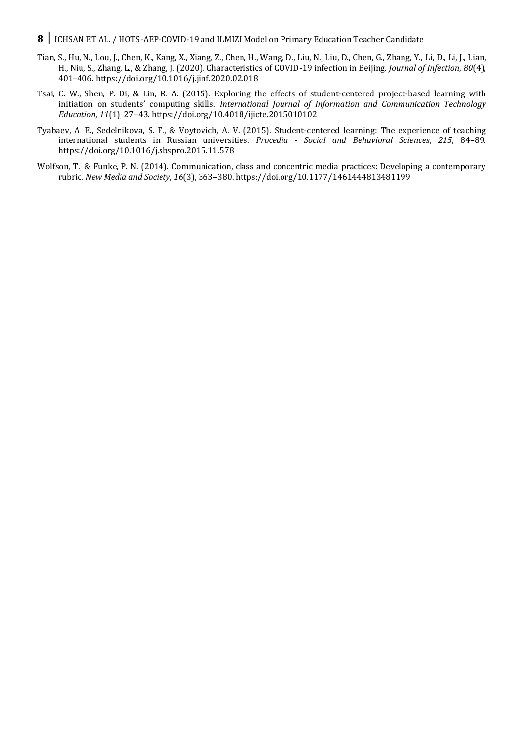Tian, S., Hu, N., Lou, J., Chen, K., Kang, X., Xiang, Z., Chen, H., Wang, D., Liu, N., Liu, D., Chen, G., Zhang, Y., Li, D., Li, J., Lian, H., Niu, S., Zhang, L., & Zhang, J. (2020). Characteristics of COVID-19 infection in Beijing. *Journal of Infection*, *80*(4), 401–406. https://doi.org/10.1016/j.jinf.2020.02.018

Tsai, C. W., Shen, P. Di, & Lin, R. A. (2015). Exploring the effects of student-centered project-based learning with initiation on students' computing skills. *International Journal of Information and Communication Technology Education*, *11*(1), 27–43. https://doi.org/10.4018/ijicte.2015010102

Tyabaev, A. E., Sedelnikova, S. F., & Voytovich, A. V. (2015). Student-centered learning: The experience of teaching international students in Russian universities. *Procedia - Social and Behavioral Sciences*, *215*, 84–89. https://doi.org/10.1016/j.sbspro.2015.11.578

Wolfson, T., & Funke, P. N. (2014). Communication, class and concentric media practices: Developing a contemporary rubric. *New Media and Society*, *16*(3), 363–380. https://doi.org/10.1177/1461444813481199